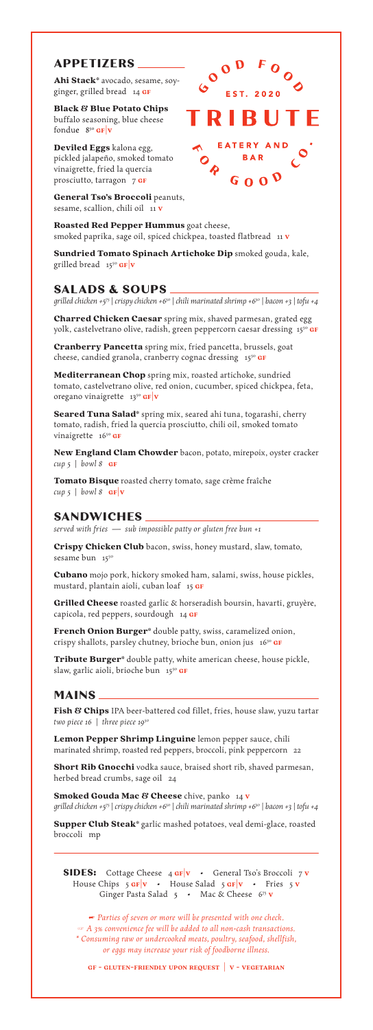# TRIBUTE

GOOD FOOD · EST. 2020 · EATERY AND BAR · FOR GOOD CO.

## APPETIZERS

**Ahi Stack*** avocado, sesame, soy-ginger, grilled bread 14 GF

**Black & Blue Potato Chips** buffalo seasoning, blue cheese fondue 8.50 GF|V

**Deviled Eggs** kalona egg, pickled jalapeño, smoked tomato vinaigrette, fried la quercia prosciutto, tarragon 7 GF

**General Tso's Broccoli** peanuts, sesame, scallion, chili oil 11 V

**Roasted Red Pepper Hummus** goat cheese, smoked paprika, sage oil, spiced chickpea, toasted flatbread 11 V

**Sundried Tomato Spinach Artichoke Dip** smoked gouda, kale, grilled bread 15.50 GF|V

## SALADS & SOUPS

*grilled chicken +5.75 | crispy chicken +6.50 | chili marinated shrimp +6.50 | bacon +3 | tofu +4*

**Charred Chicken Caesar** spring mix, shaved parmesan, grated egg yolk, castelvetrano olive, radish, green peppercorn caesar dressing 15.50 GF

**Cranberry Pancetta** spring mix, fried pancetta, brussels, goat cheese, candied granola, cranberry cognac dressing 15.50 GF

**Mediterranean Chop** spring mix, roasted artichoke, sundried tomato, castelvetrano olive, red onion, cucumber, spiced chickpea, feta, oregano vinaigrette 13.50 GF|V

**Seared Tuna Salad*** spring mix, seared ahi tuna, togarashi, cherry tomato, radish, fried la quercia prosciutto, chili oil, smoked tomato vinaigrette 16.50 GF

**New England Clam Chowder** bacon, potato, mirepoix, oyster cracker *cup 5 | bowl 8* GF

**Tomato Bisque** roasted cherry tomato, sage crème fraîche *cup 5 | bowl 8* GF|V

## SANDWICHES

*served with fries — sub impossible patty or gluten free bun +1*

**Crispy Chicken Club** bacon, swiss, honey mustard, slaw, tomato, sesame bun 15.50

**Cubano** mojo pork, hickory smoked ham, salami, swiss, house pickles, mustard, plantain aioli, cuban loaf 15 GF

**Grilled Cheese** roasted garlic & horseradish boursin, havarti, gruyère, capicola, red peppers, sourdough 14 GF

**French Onion Burger*** double patty, swiss, caramelized onion, crispy shallots, parsley chutney, brioche bun, onion jus 16.50 GF

**Tribute Burger*** double patty, white american cheese, house pickle, slaw, garlic aioli, brioche bun 15.50 GF

## MAINS

**Fish & Chips** IPA beer-battered cod fillet, fries, house slaw, yuzu tartar *two piece 16 | three piece 19.50*

**Lemon Pepper Shrimp Linguine** lemon pepper sauce, chili marinated shrimp, roasted red peppers, broccoli, pink peppercorn 22

**Short Rib Gnocchi** vodka sauce, braised short rib, shaved parmesan, herbed bread crumbs, sage oil 24

**Smoked Gouda Mac & Cheese** chive, panko 14 V
*grilled chicken +5.75 | crispy chicken +6.50 | chili marinated shrimp +6.50 | bacon +3 | tofu +4*

**Supper Club Steak*** garlic mashed potatoes, veal demi-glace, roasted broccoli mp

---

**SIDES:** Cottage Cheese 4 GF|V • General Tso's Broccoli 7 V
House Chips 5 GF|V • House Salad 5 GF|V • Fries 5 V
Ginger Pasta Salad 5 • Mac & Cheese 6.75 V

*Parties of seven or more will be presented with one check.*
*A 3% convenience fee will be added to all non-cash transactions.*
*\* Consuming raw or undercooked meats, poultry, seafood, shellfish, or eggs may increase your risk of foodborne illness.*

GF - GLUTEN-FRIENDLY UPON REQUEST | V - VEGETARIAN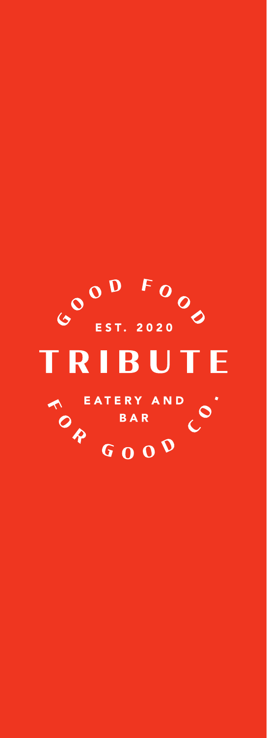GOOD FOOD

EST. 2020

# TRIBUTE

EATERY AND BAR

FOR GOOD CO.